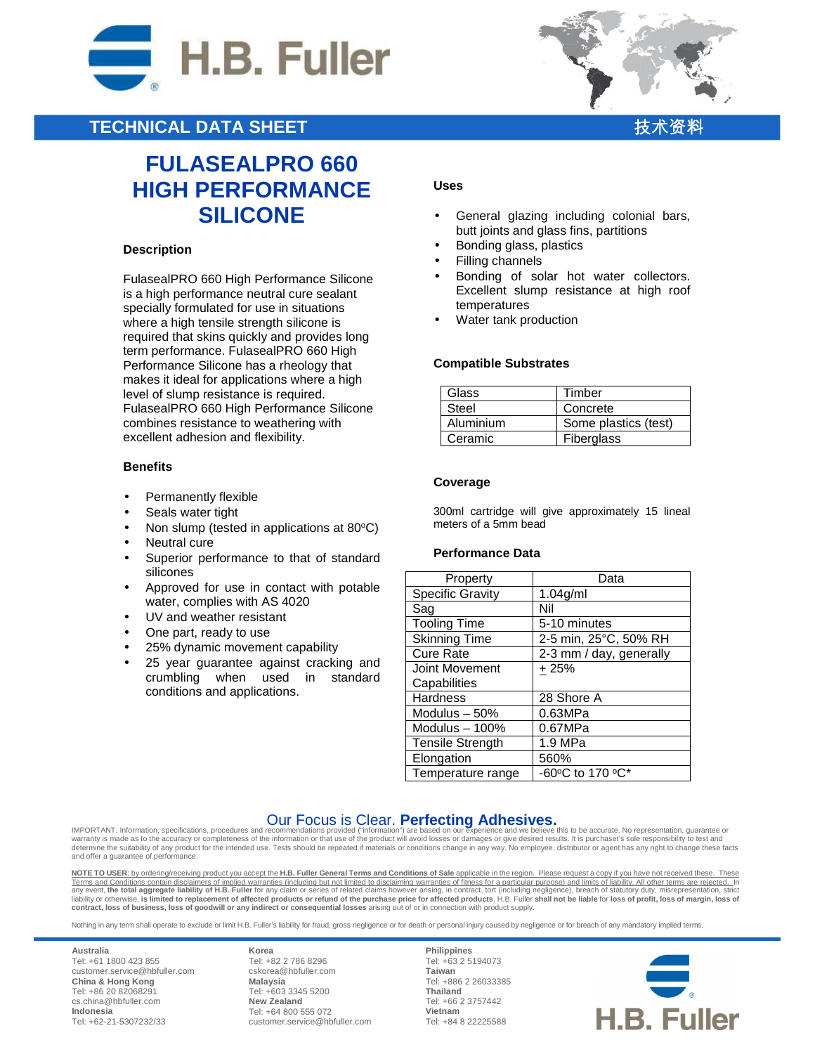H.B. Fuller

TECHNICAL DATA SHEET 技术资料

# FULASEALPRO 660 HIGH PERFORMANCE SILICONE

### Description

FulasealPRO 660 High Performance Silicone is a high performance neutral cure sealant specially formulated for use in situations where a high tensile strength silicone is required that skins quickly and provides long term performance. FulasealPRO 660 High Performance Silicone has a rheology that makes it ideal for applications where a high level of slump resistance is required. FulasealPRO 660 High Performance Silicone combines resistance to weathering with excellent adhesion and flexibility.

### Benefits

- Permanently flexible
- Seals water tight
- Non slump (tested in applications at 80°C)
- Neutral cure
- Superior performance to that of standard silicones
- Approved for use in contact with potable water, complies with AS 4020
- UV and weather resistant
- One part, ready to use
- 25% dynamic movement capability
- 25 year guarantee against cracking and crumbling when used in standard conditions and applications.

### Uses

- General glazing including colonial bars, butt joints and glass fins, partitions
- Bonding glass, plastics
- Filling channels
- Bonding of solar hot water collectors. Excellent slump resistance at high roof temperatures
- Water tank production

### Compatible Substrates

| | |
|---|---|
| Glass | Timber |
| Steel | Concrete |
| Aluminium | Some plastics (test) |
| Ceramic | Fiberglass |

### Coverage

300ml cartridge will give approximately 15 lineal meters of a 5mm bead

### Performance Data

| Property | Data |
|---|---|
| Specific Gravity | 1.04g/ml |
| Sag | Nil |
| Tooling Time | 5-10 minutes |
| Skinning Time | 2-5 min, 25°C, 50% RH |
| Cure Rate | 2-3 mm / day, generally |
| Joint Movement Capabilities | ± 25% |
| Hardness | 28 Shore A |
| Modulus – 50% | 0.63MPa |
| Modulus – 100% | 0.67MPa |
| Tensile Strength | 1.9 MPa |
| Elongation | 560% |
| Temperature range | -60°C to 170 °C* |

Our Focus is Clear. **Perfecting Adhesives.**

IMPORTANT: Information, specifications, procedures and recommendations provided ("information") are based on our experience and we believe this to be accurate. No representation, guarantee or warranty is made as to the accuracy or completeness of the information or that use of the product will avoid losses or damages or give desired results. It is purchaser's sole responsibility to test and determine the suitability of any product for the intended use. Tests should be repeated if materials or conditions change in any way. No employee, distributor or agent has any right to change these facts and offer a guarantee of performance.

NOTE TO USER: by ordering/receiving product you accept the **H.B. Fuller General Terms and Conditions of Sale** applicable in the region. Please request a copy if you have not received these. These Terms and Conditions contain disclaimers of implied warranties (including but not limited to disclaiming warranties of fitness for a particular purpose) and limits of liability. All other terms are rejected. In any event, **the total aggregate liability of H.B. Fuller** for any claim or series of related claims however arising, in contract, tort (including negligence), breach of statutory duty, misrepresentation, strict liability or otherwise, **is limited to replacement of affected products or refund of the purchase price for affected products**. H.B. Fuller **shall not be liable** for **loss of profit, loss of margin, loss of contract, loss of business, loss of goodwill or any indirect or consequential losses** arising out of or in connection with product supply.

Nothing in any term shall operate to exclude or limit H.B. Fuller's liability for fraud, gross negligence or for death or personal injury caused by negligence or for breach of any mandatory implied terms.

**Australia**
Tel: +61 1800 423 855
customer.service@hbfuller.com
**China & Hong Kong**
Tel: +86 20 82068291
cs.china@hbfuller.com
**Indonesia**
Tel: +62-21-5307232/33

**Korea**
Tel: +82 2 786 8296
cskorea@hbfuller.com
**Malaysia**
Tel: +603 3345 5200
**New Zealand**
Tel: +64 800 555 072
customer.service@hbfuller.com

**Philippines**
Tel: +63 2 5194073
**Taiwan**
Tel: +886 2 26033385
**Thailand**
Tel: +66 2 3757442
**Vietnam**
Tel: +84 8 22225588

H.B. Fuller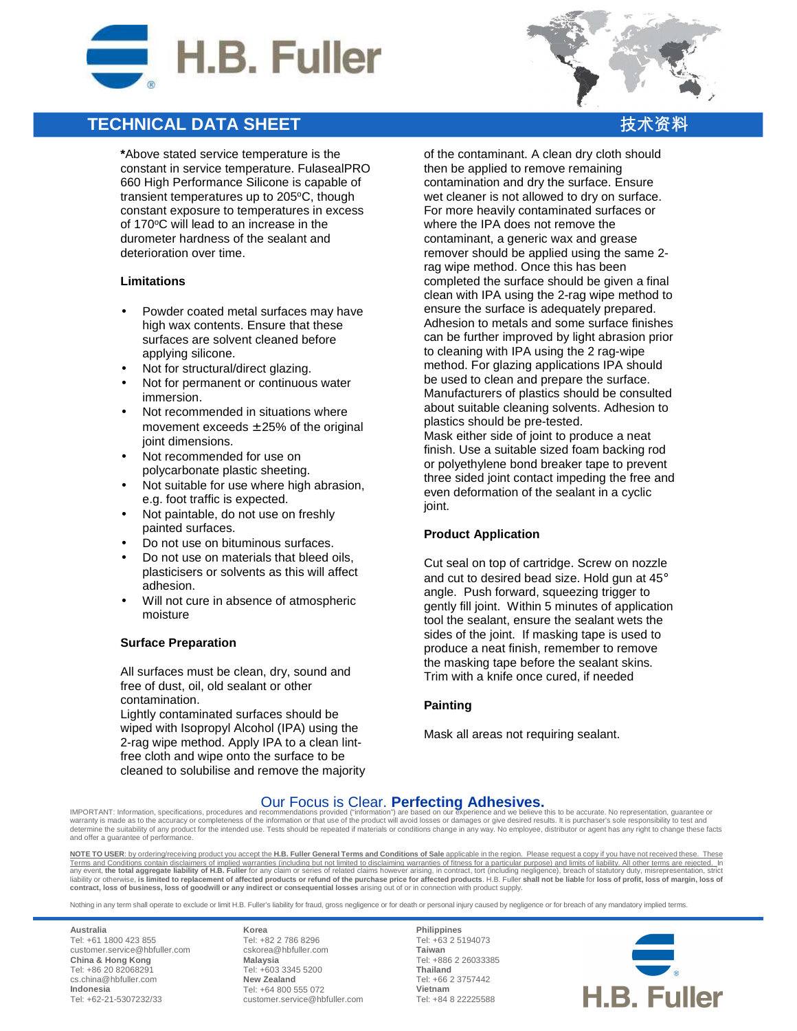*Above stated service temperature is the constant in service temperature. FulasealPRO 660 High Performance Silicone is capable of transient temperatures up to 205ºC, though constant exposure to temperatures in excess of 170ºC will lead to an increase in the durometer hardness of the sealant and deterioration over time.

### Limitations

- Powder coated metal surfaces may have high wax contents. Ensure that these surfaces are solvent cleaned before applying silicone.
- Not for structural/direct glazing.
- Not for permanent or continuous water immersion.
- Not recommended in situations where movement exceeds ±25% of the original joint dimensions.
- Not recommended for use on polycarbonate plastic sheeting.
- Not suitable for use where high abrasion, e.g. foot traffic is expected.
- Not paintable, do not use on freshly painted surfaces.
- Do not use on bituminous surfaces.
- Do not use on materials that bleed oils, plasticisers or solvents as this will affect adhesion.
- Will not cure in absence of atmospheric moisture

### Surface Preparation

All surfaces must be clean, dry, sound and free of dust, oil, old sealant or other contamination.
Lightly contaminated surfaces should be wiped with Isopropyl Alcohol (IPA) using the 2-rag wipe method. Apply IPA to a clean lint-free cloth and wipe onto the surface to be cleaned to solubilise and remove the majority of the contaminant. A clean dry cloth should then be applied to remove remaining contamination and dry the surface. Ensure wet cleaner is not allowed to dry on surface. For more heavily contaminated surfaces or where the IPA does not remove the contaminant, a generic wax and grease remover should be applied using the same 2-rag wipe method. Once this has been completed the surface should be given a final clean with IPA using the 2-rag wipe method to ensure the surface is adequately prepared. Adhesion to metals and some surface finishes can be further improved by light abrasion prior to cleaning with IPA using the 2 rag-wipe method. For glazing applications IPA should be used to clean and prepare the surface. Manufacturers of plastics should be consulted about suitable cleaning solvents. Adhesion to plastics should be pre-tested.
Mask either side of joint to produce a neat finish. Use a suitable sized foam backing rod or polyethylene bond breaker tape to prevent three sided joint contact impeding the free and even deformation of the sealant in a cyclic joint.

### Product Application

Cut seal on top of cartridge. Screw on nozzle and cut to desired bead size. Hold gun at 45° angle. Push forward, squeezing trigger to gently fill joint. Within 5 minutes of application tool the sealant, ensure the sealant wets the sides of the joint. If masking tape is used to produce a neat finish, remember to remove the masking tape before the sealant skins. Trim with a knife once cured, if needed

### Painting

Mask all areas not requiring sealant.

Our Focus is Clear. **Perfecting Adhesives.**

IMPORTANT: Information, specifications, procedures and recommendations provided ("information") are based on our experience and we believe this to be accurate. No representation, guarantee or warranty is made as to the accuracy or completeness of the information or that use of the product will avoid losses or damages or give desired results. It is purchaser's sole responsibility to test and determine the suitability of any product for the intended use. Tests should be repeated if materials or conditions change in any way. No employee, distributor or agent has any right to change these facts and offer a guarantee of performance.

NOTE TO USER: by ordering/receiving product you accept the **H.B. Fuller General Terms and Conditions of Sale** applicable in the region. Please request a copy if you have not received these. These Terms and Conditions contain disclaimers of implied warranties (including but not limited to disclaiming warranties of fitness for a particular purpose) and limits of liability. All other terms are rejected. In any event, **the total aggregate liability of H.B. Fuller** for any claim or series of related claims however arising, in contract, tort (including negligence), breach of statutory duty, misrepresentation, strict liability or otherwise, **is limited to replacement of affected products or refund of the purchase price for affected products**. H.B. Fuller **shall not be liable** for **loss of profit, loss of margin, loss of contract, loss of business, loss of goodwill or any indirect or consequential losses** arising out of or in connection with product supply.

Nothing in any term shall operate to exclude or limit H.B. Fuller's liability for fraud, gross negligence or for death or personal injury caused by negligence or for breach of any mandatory implied terms.

**Australia**
Tel: +61 1800 423 855
customer.service@hbfuller.com
**China & Hong Kong**
Tel: +86 20 82068291
cs.china@hbfuller.com
**Indonesia**
Tel: +62-21-5307232/33

**Korea**
Tel: +82 2 786 8296
cskorea@hbfuller.com
**Malaysia**
Tel: +603 3345 5200
**New Zealand**
Tel: +64 800 555 072
customer.service@hbfuller.com

**Philippines**
Tel: +63 2 5194073
**Taiwan**
Tel: +886 2 26033385
**Thailand**
Tel: +66 2 3757442
**Vietnam**
Tel: +84 8 22225588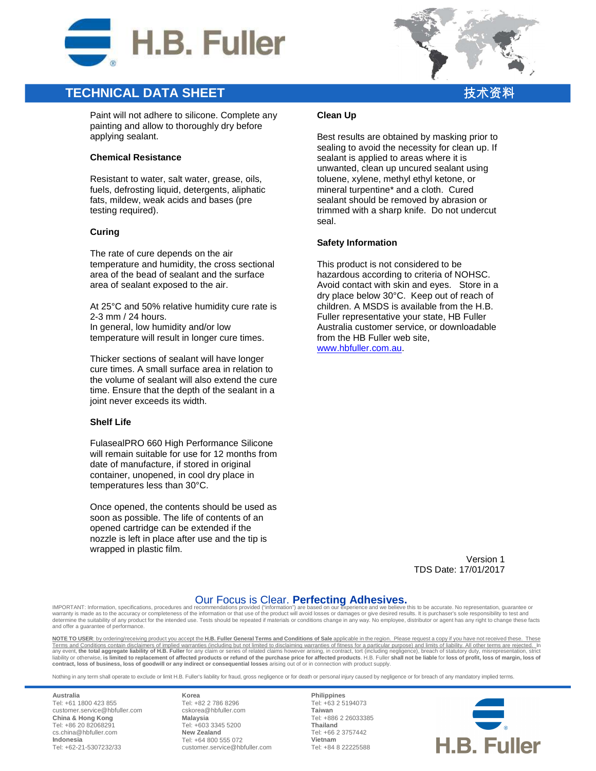Paint will not adhere to silicone. Complete any painting and allow to thoroughly dry before applying sealant.

### Chemical Resistance

Resistant to water, salt water, grease, oils, fuels, defrosting liquid, detergents, aliphatic fats, mildew, weak acids and bases (pre testing required).

### Curing

The rate of cure depends on the air temperature and humidity, the cross sectional area of the bead of sealant and the surface area of sealant exposed to the air.

At 25°C and 50% relative humidity cure rate is 2-3 mm / 24 hours.
In general, low humidity and/or low temperature will result in longer cure times.

Thicker sections of sealant will have longer cure times. A small surface area in relation to the volume of sealant will also extend the cure time. Ensure that the depth of the sealant in a joint never exceeds its width.

### Shelf Life

FulasealPRO 660 High Performance Silicone will remain suitable for use for 12 months from date of manufacture, if stored in original container, unopened, in cool dry place in temperatures less than 30°C.

Once opened, the contents should be used as soon as possible. The life of contents of an opened cartridge can be extended if the nozzle is left in place after use and the tip is wrapped in plastic film.

### Clean Up

Best results are obtained by masking prior to sealing to avoid the necessity for clean up. If sealant is applied to areas where it is unwanted, clean up uncured sealant using toluene, xylene, methyl ethyl ketone, or mineral turpentine* and a cloth. Cured sealant should be removed by abrasion or trimmed with a sharp knife. Do not undercut seal.

### Safety Information

This product is not considered to be hazardous according to criteria of NOHSC. Avoid contact with skin and eyes. Store in a dry place below 30°C. Keep out of reach of children. A MSDS is available from the H.B. Fuller representative your state, HB Fuller Australia customer service, or downloadable from the HB Fuller web site, www.hbfuller.com.au.

Version 1
TDS Date: 17/01/2017

Our Focus is Clear. **Perfecting Adhesives.**

IMPORTANT: Information, specifications, procedures and recommendations provided ("information") are based on our experience and we believe this to be accurate. No representation, guarantee or warranty is made as to the accuracy or completeness of the information or that use of the product will avoid losses or damages or give desired results. It is purchaser's sole responsibility to test and determine the suitability of any product for the intended use. Tests should be repeated if materials or conditions change in any way. No employee, distributor or agent has any right to change these facts and offer a guarantee of performance.

**NOTE TO USER**: by ordering/receiving product you accept the **H.B. Fuller General Terms and Conditions of Sale** applicable in the region. Please request a copy if you have not received these. These Terms and Conditions contain disclaimers of implied warranties (including but not limited to disclaiming warranties of fitness for a particular purpose) and limits of liability. All other terms are rejected. In any event, **the total aggregate liability of H.B. Fuller** for any claim or series of related claims however arising, in contract, tort (including negligence), breach of statutory duty, misrepresentation, strict liability or otherwise, **is limited to replacement of affected products or refund of the purchase price for affected products**. H.B. Fuller **shall not be liable** for **loss of profit, loss of margin, loss of contract, loss of business, loss of goodwill or any indirect or consequential losses** arising out of or in connection with product supply.

Nothing in any term shall operate to exclude or limit H.B. Fuller's liability for fraud, gross negligence or for death or personal injury caused by negligence or for breach of any mandatory implied terms.

**Australia**
Tel: +61 1800 423 855
customer.service@hbfuller.com
**China & Hong Kong**
Tel: +86 20 82068291
cs.china@hbfuller.com
**Indonesia**
Tel: +62-21-5307232/33

**Korea**
Tel: +82 2 786 8296
cskorea@hbfuller.com
**Malaysia**
Tel: +603 3345 5200
**New Zealand**
Tel: +64 800 555 072
customer.service@hbfuller.com

**Philippines**
Tel: +63 2 5194073
**Taiwan**
Tel: +886 2 26033385
**Thailand**
Tel: +66 2 3757442
**Vietnam**
Tel: +84 8 22225588